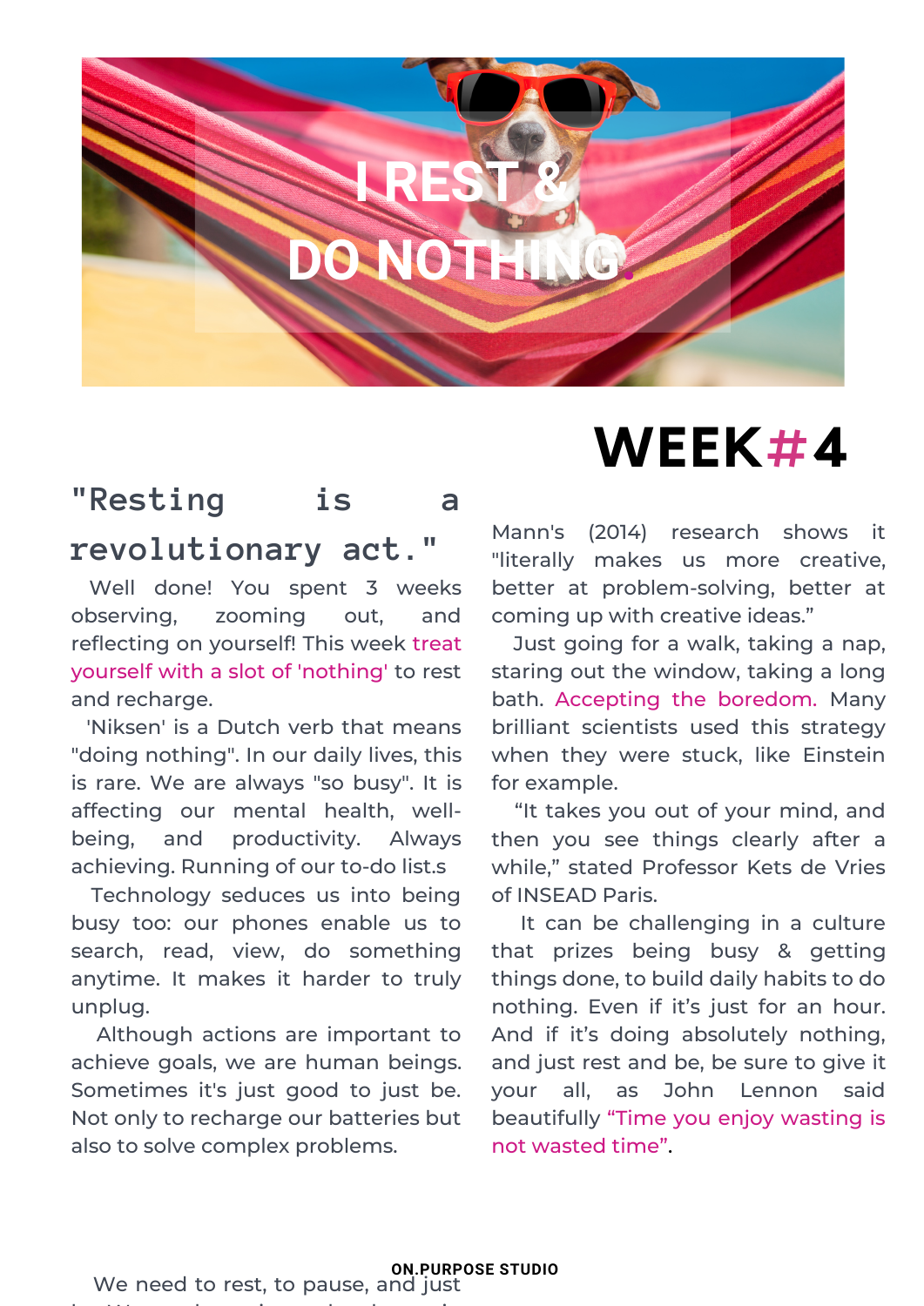# I REST & DO NOTHING.

# WEEK#4

## "Resting is a revolutionary act."

Well done! You spent 3 weeks observing, zooming out, and reflecting on yourself! This week treat yourself with a slot of 'nothing' to rest and recharge.

'Niksen' is a Dutch verb that means "doing nothing". In our daily lives, this is rare. We are always "so busy". It is affecting our mental health, well-being, and productivity. Always achieving. Running of our to-do list.s

Technology seduces us into being busy too: our phones enable us to search, read, view, do something anytime. It makes it harder to truly unplug.

Although actions are important to achieve goals, we are human beings. Sometimes it's just good to just be. Not only to recharge our batteries but also to solve complex problems.

Mann's (2014) research shows it "literally makes us more creative, better at problem-solving, better at coming up with creative ideas."

Just going for a walk, taking a nap, staring out the window, taking a long bath. Accepting the boredom. Many brilliant scientists used this strategy when they were stuck, like Einstein for example.

“It takes you out of your mind, and then you see things clearly after a while,” stated Professor Kets de Vries of INSEAD Paris.

It can be challenging in a culture that prizes being busy & getting things done, to build daily habits to do nothing. Even if it’s just for an hour. And if it’s doing absolutely nothing, and just rest and be, be sure to give it your all, as John Lennon said beautifully “Time you enjoy wasting is not wasted time”.

We need to rest, to pause, and just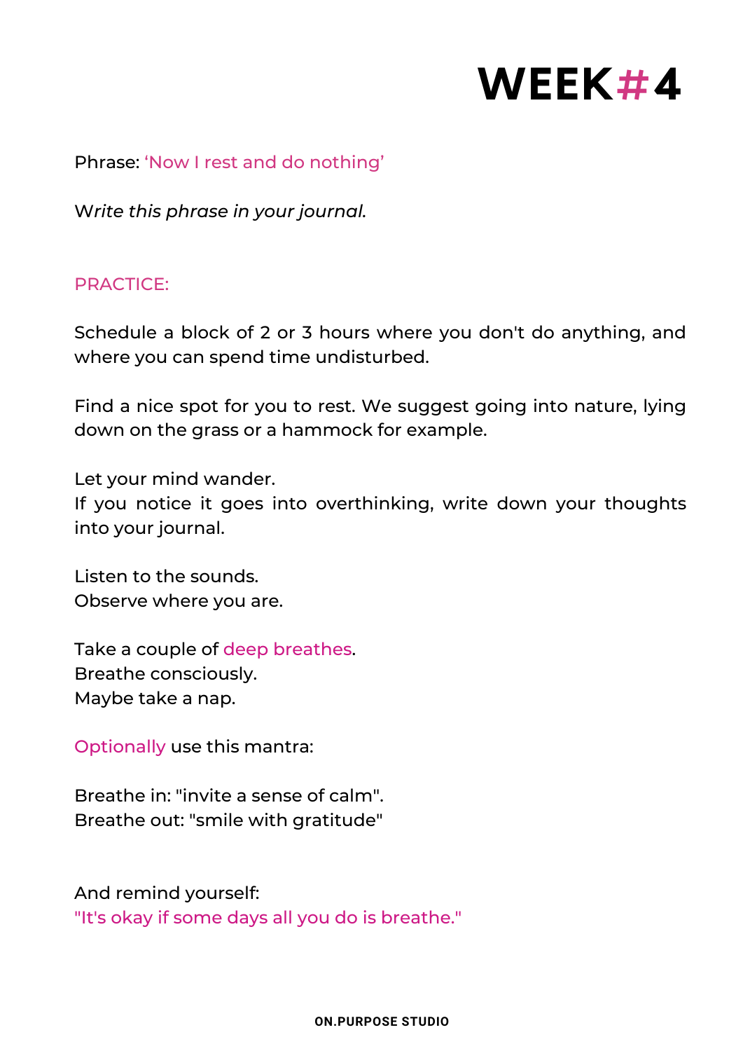# WEEK#4

Phrase: 'Now I rest and do nothing'

*Write this phrase in your journal.*

PRACTICE:

Schedule a block of 2 or 3 hours where you don't do anything, and where you can spend time undisturbed.

Find a nice spot for you to rest. We suggest going into nature, lying down on the grass or a hammock for example.

Let your mind wander.
If you notice it goes into overthinking, write down your thoughts into your journal.

Listen to the sounds.
Observe where you are.

Take a couple of deep breathes.
Breathe consciously.
Maybe take a nap.

Optionally use this mantra:

Breathe in: "invite a sense of calm".
Breathe out: "smile with gratitude"

And remind yourself:
"It's okay if some days all you do is breathe."